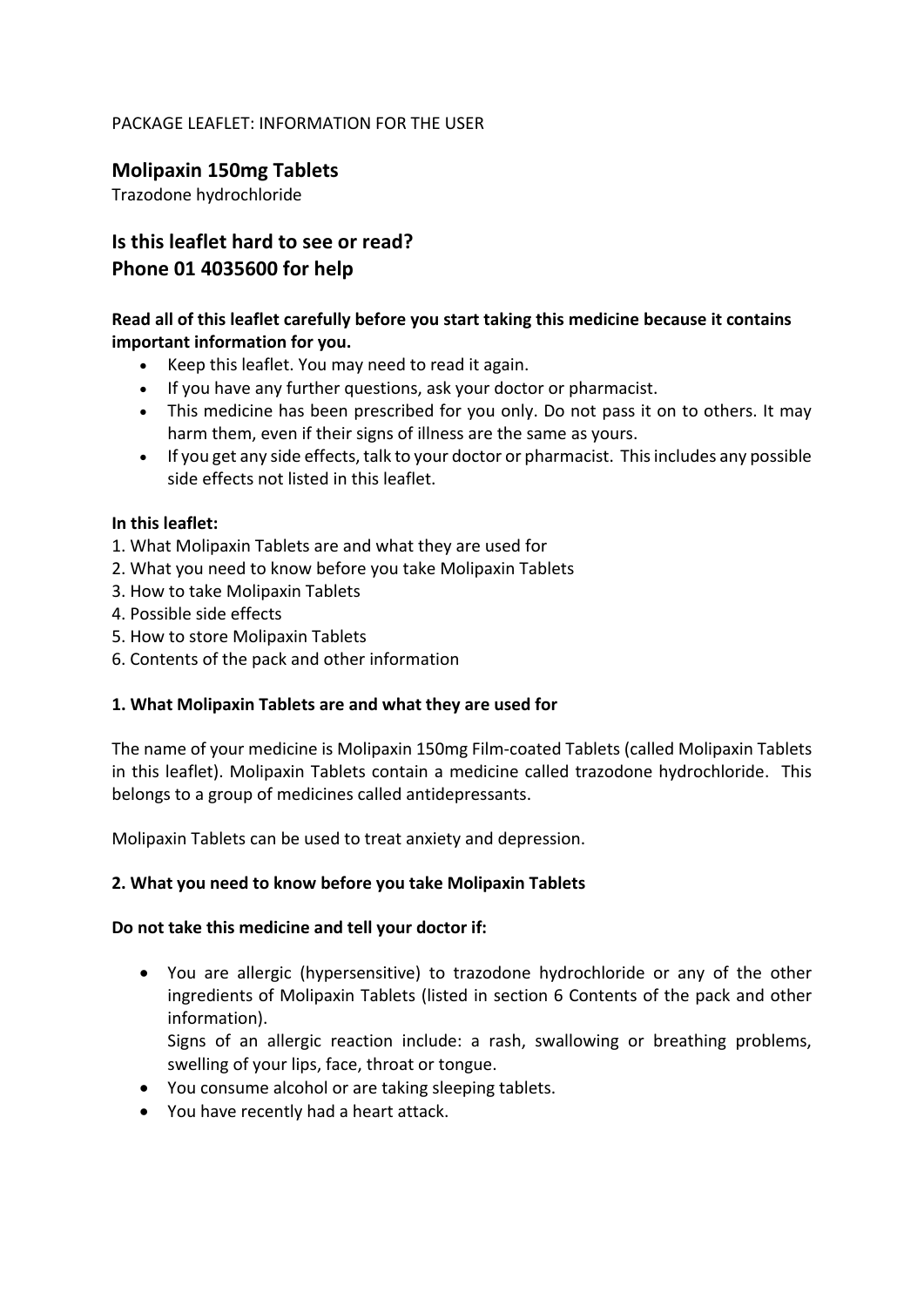PACKAGE LEAFLET: INFORMATION FOR THE USER

## Molipaxin 150mg Tablets

Trazodone hydrochloride

## Is this leaflet hard to see or read?
## Phone 01 4035600 for help

**Read all of this leaflet carefully before you start taking this medicine because it contains important information for you.**

- Keep this leaflet. You may need to read it again.
- If you have any further questions, ask your doctor or pharmacist.
- This medicine has been prescribed for you only. Do not pass it on to others. It may harm them, even if their signs of illness are the same as yours.
- If you get any side effects, talk to your doctor or pharmacist. This includes any possible side effects not listed in this leaflet.

**In this leaflet:**

1. What Molipaxin Tablets are and what they are used for
2. What you need to know before you take Molipaxin Tablets
3. How to take Molipaxin Tablets
4. Possible side effects
5. How to store Molipaxin Tablets
6. Contents of the pack and other information

### 1. What Molipaxin Tablets are and what they are used for

The name of your medicine is Molipaxin 150mg Film-coated Tablets (called Molipaxin Tablets in this leaflet). Molipaxin Tablets contain a medicine called trazodone hydrochloride. This belongs to a group of medicines called antidepressants.

Molipaxin Tablets can be used to treat anxiety and depression.

### 2. What you need to know before you take Molipaxin Tablets

**Do not take this medicine and tell your doctor if:**

- You are allergic (hypersensitive) to trazodone hydrochloride or any of the other ingredients of Molipaxin Tablets (listed in section 6 Contents of the pack and other information).
  Signs of an allergic reaction include: a rash, swallowing or breathing problems, swelling of your lips, face, throat or tongue.
- You consume alcohol or are taking sleeping tablets.
- You have recently had a heart attack.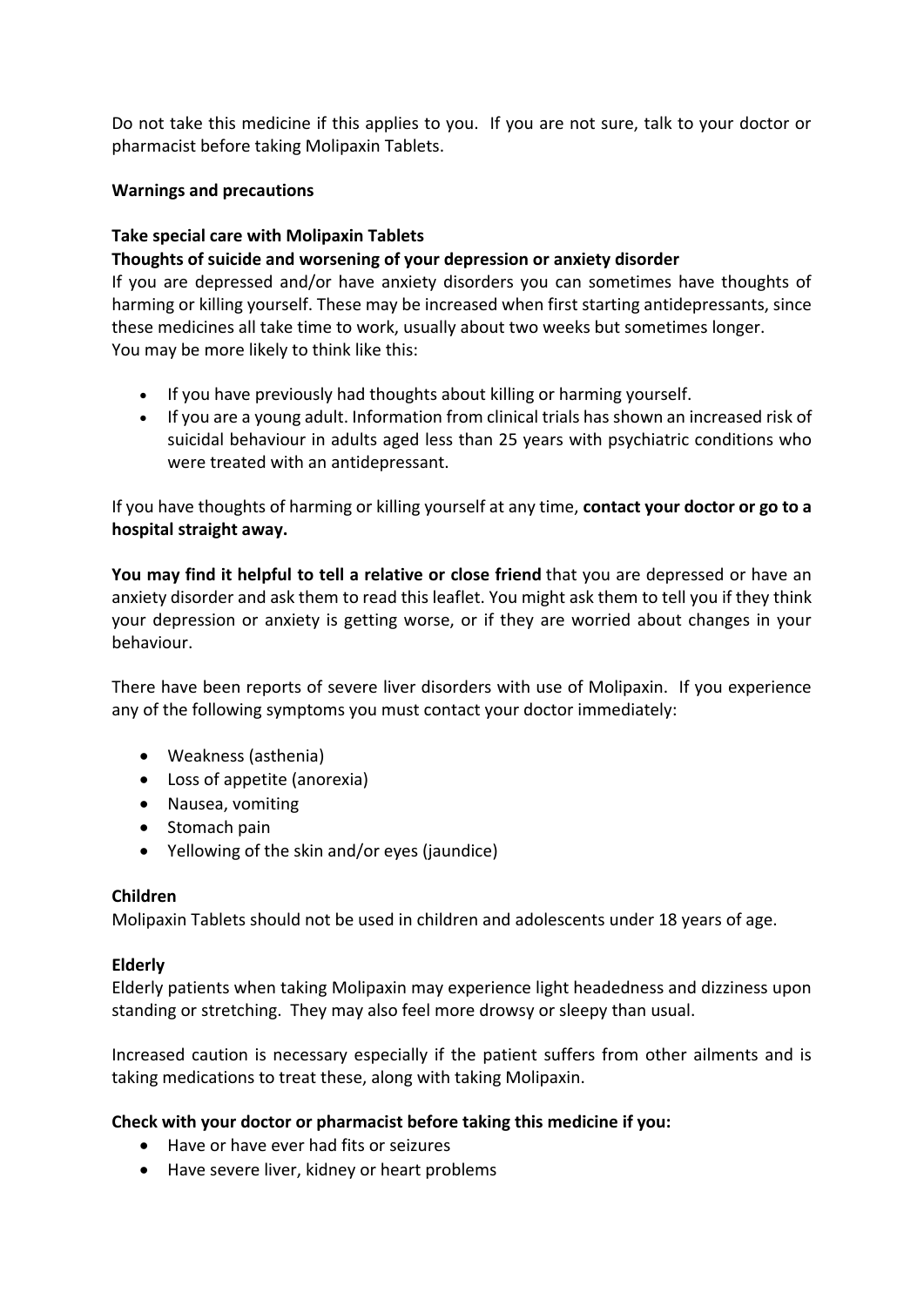Do not take this medicine if this applies to you. If you are not sure, talk to your doctor or pharmacist before taking Molipaxin Tablets.

**Warnings and precautions**

**Take special care with Molipaxin Tablets**

**Thoughts of suicide and worsening of your depression or anxiety disorder**

If you are depressed and/or have anxiety disorders you can sometimes have thoughts of harming or killing yourself. These may be increased when first starting antidepressants, since these medicines all take time to work, usually about two weeks but sometimes longer.
You may be more likely to think like this:

- If you have previously had thoughts about killing or harming yourself.
- If you are a young adult. Information from clinical trials has shown an increased risk of suicidal behaviour in adults aged less than 25 years with psychiatric conditions who were treated with an antidepressant.

If you have thoughts of harming or killing yourself at any time, **contact your doctor or go to a hospital straight away.**

**You may find it helpful to tell a relative or close friend** that you are depressed or have an anxiety disorder and ask them to read this leaflet. You might ask them to tell you if they think your depression or anxiety is getting worse, or if they are worried about changes in your behaviour.

There have been reports of severe liver disorders with use of Molipaxin. If you experience any of the following symptoms you must contact your doctor immediately:

- Weakness (asthenia)
- Loss of appetite (anorexia)
- Nausea, vomiting
- Stomach pain
- Yellowing of the skin and/or eyes (jaundice)

**Children**

Molipaxin Tablets should not be used in children and adolescents under 18 years of age.

**Elderly**

Elderly patients when taking Molipaxin may experience light headedness and dizziness upon standing or stretching. They may also feel more drowsy or sleepy than usual.

Increased caution is necessary especially if the patient suffers from other ailments and is taking medications to treat these, along with taking Molipaxin.

**Check with your doctor or pharmacist before taking this medicine if you:**

- Have or have ever had fits or seizures
- Have severe liver, kidney or heart problems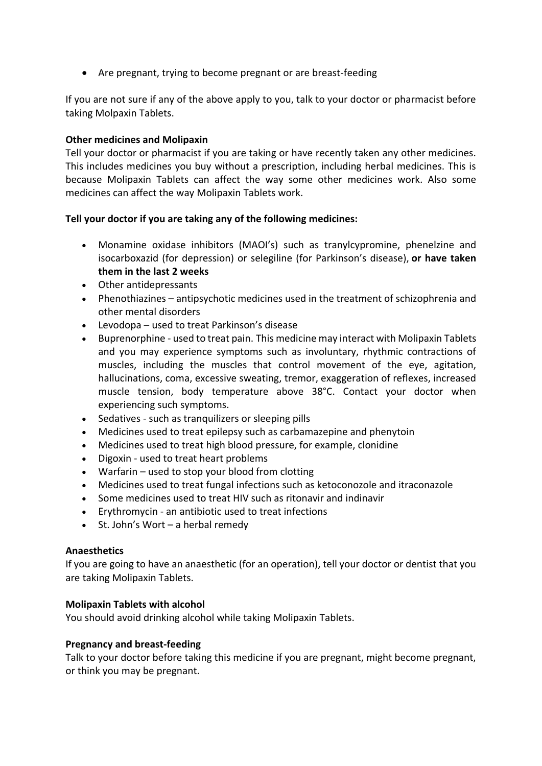- Are pregnant, trying to become pregnant or are breast-feeding

If you are not sure if any of the above apply to you, talk to your doctor or pharmacist before taking Molpaxin Tablets.

**Other medicines and Molipaxin**

Tell your doctor or pharmacist if you are taking or have recently taken any other medicines. This includes medicines you buy without a prescription, including herbal medicines. This is because Molipaxin Tablets can affect the way some other medicines work. Also some medicines can affect the way Molipaxin Tablets work.

**Tell your doctor if you are taking any of the following medicines:**

- Monamine oxidase inhibitors (MAOI's) such as tranylcypromine, phenelzine and isocarboxazid (for depression) or selegiline (for Parkinson's disease), **or have taken them in the last 2 weeks**
- Other antidepressants
- Phenothiazines – antipsychotic medicines used in the treatment of schizophrenia and other mental disorders
- Levodopa – used to treat Parkinson's disease
- Buprenorphine - used to treat pain. This medicine may interact with Molipaxin Tablets and you may experience symptoms such as involuntary, rhythmic contractions of muscles, including the muscles that control movement of the eye, agitation, hallucinations, coma, excessive sweating, tremor, exaggeration of reflexes, increased muscle tension, body temperature above 38°C. Contact your doctor when experiencing such symptoms.
- Sedatives - such as tranquilizers or sleeping pills
- Medicines used to treat epilepsy such as carbamazepine and phenytoin
- Medicines used to treat high blood pressure, for example, clonidine
- Digoxin - used to treat heart problems
- Warfarin – used to stop your blood from clotting
- Medicines used to treat fungal infections such as ketoconozole and itraconazole
- Some medicines used to treat HIV such as ritonavir and indinavir
- Erythromycin - an antibiotic used to treat infections
- St. John's Wort – a herbal remedy

**Anaesthetics**

If you are going to have an anaesthetic (for an operation), tell your doctor or dentist that you are taking Molipaxin Tablets.

**Molipaxin Tablets with alcohol**

You should avoid drinking alcohol while taking Molipaxin Tablets.

**Pregnancy and breast-feeding**

Talk to your doctor before taking this medicine if you are pregnant, might become pregnant, or think you may be pregnant.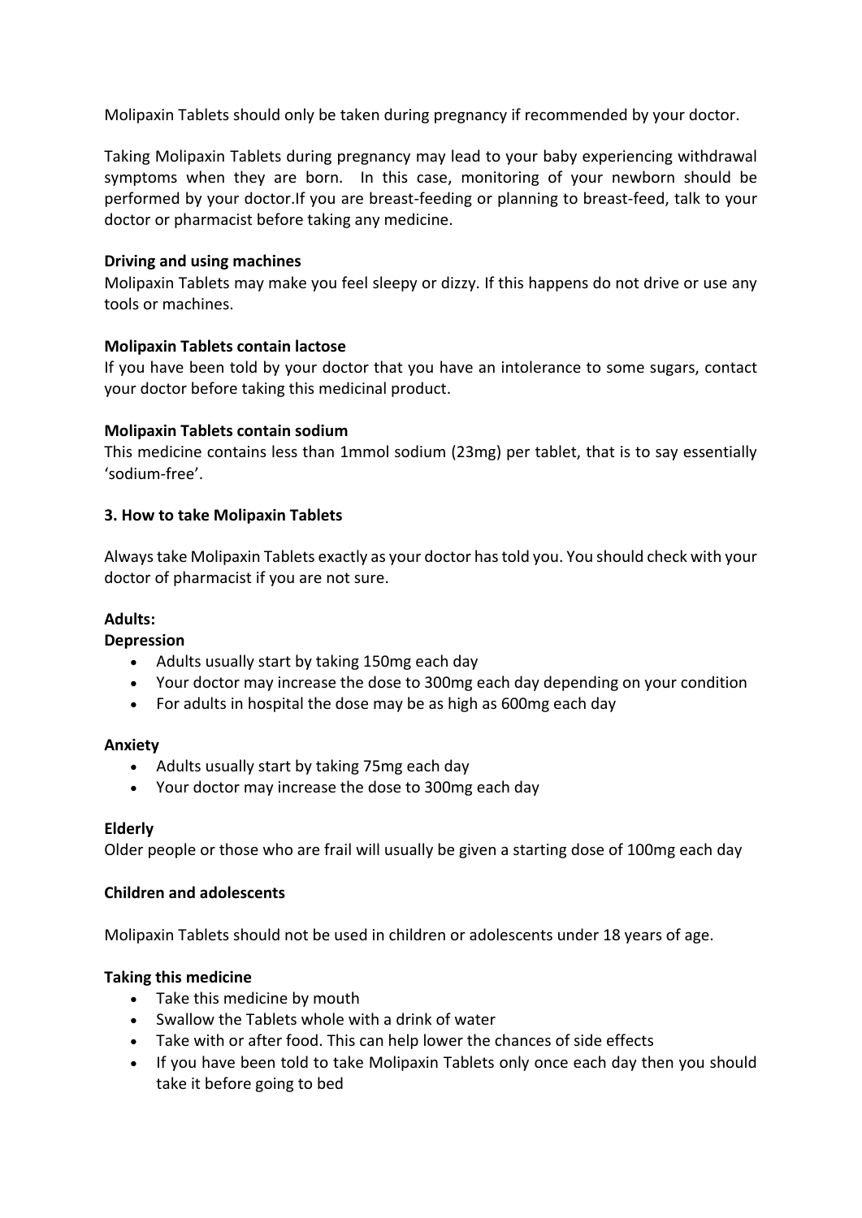Molipaxin Tablets should only be taken during pregnancy if recommended by your doctor.

Taking Molipaxin Tablets during pregnancy may lead to your baby experiencing withdrawal symptoms when they are born. In this case, monitoring of your newborn should be performed by your doctor.If you are breast-feeding or planning to breast-feed, talk to your doctor or pharmacist before taking any medicine.

**Driving and using machines**
Molipaxin Tablets may make you feel sleepy or dizzy. If this happens do not drive or use any tools or machines.

**Molipaxin Tablets contain lactose**
If you have been told by your doctor that you have an intolerance to some sugars, contact your doctor before taking this medicinal product.

**Molipaxin Tablets contain sodium**
This medicine contains less than 1mmol sodium (23mg) per tablet, that is to say essentially 'sodium-free'.

**3. How to take Molipaxin Tablets**

Always take Molipaxin Tablets exactly as your doctor has told you. You should check with your doctor of pharmacist if you are not sure.

**Adults:**
**Depression**
- Adults usually start by taking 150mg each day
- Your doctor may increase the dose to 300mg each day depending on your condition
- For adults in hospital the dose may be as high as 600mg each day

**Anxiety**
- Adults usually start by taking 75mg each day
- Your doctor may increase the dose to 300mg each day

**Elderly**
Older people or those who are frail will usually be given a starting dose of 100mg each day

**Children and adolescents**

Molipaxin Tablets should not be used in children or adolescents under 18 years of age.

**Taking this medicine**
- Take this medicine by mouth
- Swallow the Tablets whole with a drink of water
- Take with or after food. This can help lower the chances of side effects
- If you have been told to take Molipaxin Tablets only once each day then you should take it before going to bed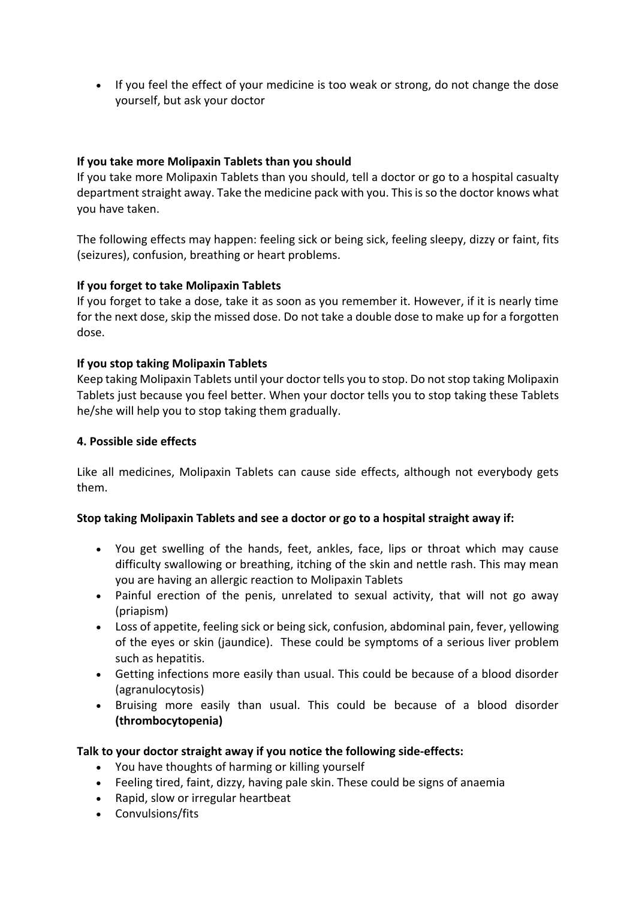- If you feel the effect of your medicine is too weak or strong, do not change the dose yourself, but ask your doctor

**If you take more Molipaxin Tablets than you should**

If you take more Molipaxin Tablets than you should, tell a doctor or go to a hospital casualty department straight away. Take the medicine pack with you. This is so the doctor knows what you have taken.

The following effects may happen: feeling sick or being sick, feeling sleepy, dizzy or faint, fits (seizures), confusion, breathing or heart problems.

**If you forget to take Molipaxin Tablets**

If you forget to take a dose, take it as soon as you remember it. However, if it is nearly time for the next dose, skip the missed dose. Do not take a double dose to make up for a forgotten dose.

**If you stop taking Molipaxin Tablets**

Keep taking Molipaxin Tablets until your doctor tells you to stop. Do not stop taking Molipaxin Tablets just because you feel better. When your doctor tells you to stop taking these Tablets he/she will help you to stop taking them gradually.

## 4. Possible side effects

Like all medicines, Molipaxin Tablets can cause side effects, although not everybody gets them.

**Stop taking Molipaxin Tablets and see a doctor or go to a hospital straight away if:**

- You get swelling of the hands, feet, ankles, face, lips or throat which may cause difficulty swallowing or breathing, itching of the skin and nettle rash. This may mean you are having an allergic reaction to Molipaxin Tablets
- Painful erection of the penis, unrelated to sexual activity, that will not go away (priapism)
- Loss of appetite, feeling sick or being sick, confusion, abdominal pain, fever, yellowing of the eyes or skin (jaundice). These could be symptoms of a serious liver problem such as hepatitis.
- Getting infections more easily than usual. This could be because of a blood disorder (agranulocytosis)
- Bruising more easily than usual. This could be because of a blood disorder **(thrombocytopenia)**

**Talk to your doctor straight away if you notice the following side-effects:**

- You have thoughts of harming or killing yourself
- Feeling tired, faint, dizzy, having pale skin. These could be signs of anaemia
- Rapid, slow or irregular heartbeat
- Convulsions/fits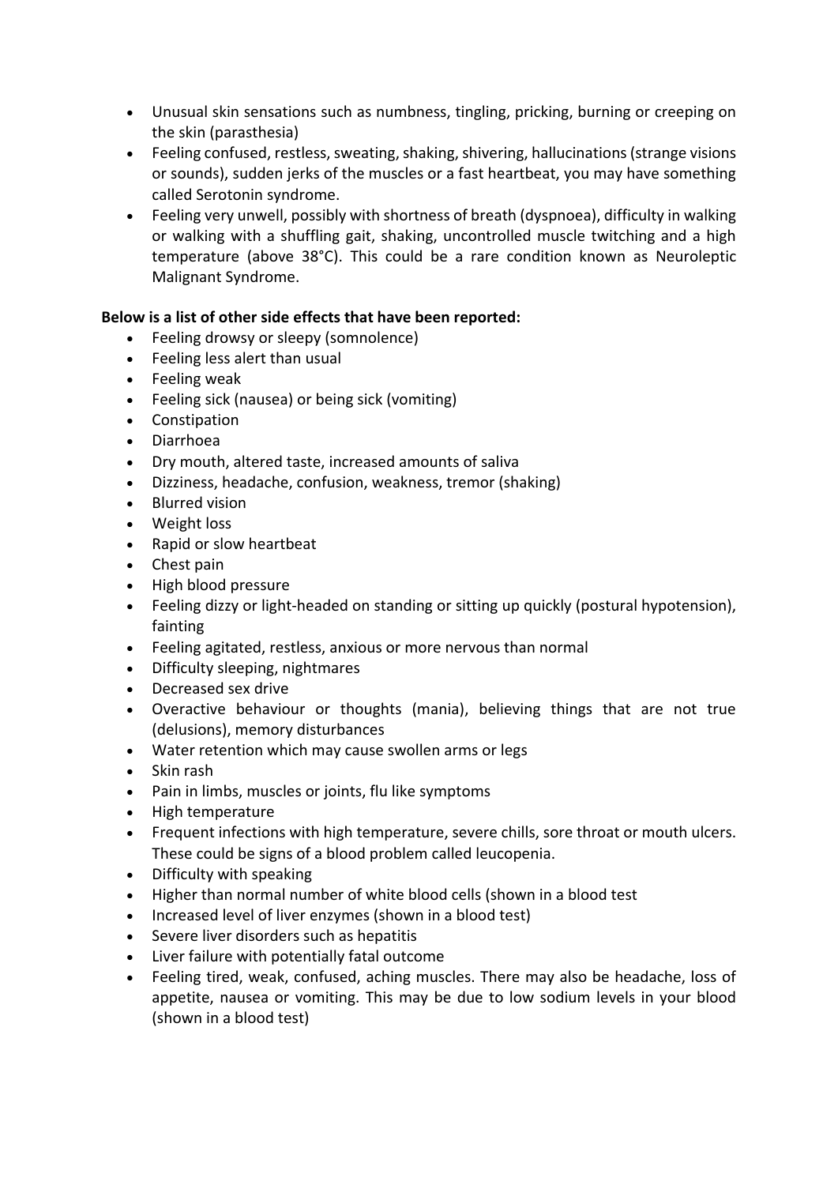- Unusual skin sensations such as numbness, tingling, pricking, burning or creeping on the skin (parasthesia)
- Feeling confused, restless, sweating, shaking, shivering, hallucinations (strange visions or sounds), sudden jerks of the muscles or a fast heartbeat, you may have something called Serotonin syndrome.
- Feeling very unwell, possibly with shortness of breath (dyspnoea), difficulty in walking or walking with a shuffling gait, shaking, uncontrolled muscle twitching and a high temperature (above 38°C). This could be a rare condition known as Neuroleptic Malignant Syndrome.

**Below is a list of other side effects that have been reported:**

- Feeling drowsy or sleepy (somnolence)
- Feeling less alert than usual
- Feeling weak
- Feeling sick (nausea) or being sick (vomiting)
- Constipation
- Diarrhoea
- Dry mouth, altered taste, increased amounts of saliva
- Dizziness, headache, confusion, weakness, tremor (shaking)
- Blurred vision
- Weight loss
- Rapid or slow heartbeat
- Chest pain
- High blood pressure
- Feeling dizzy or light-headed on standing or sitting up quickly (postural hypotension), fainting
- Feeling agitated, restless, anxious or more nervous than normal
- Difficulty sleeping, nightmares
- Decreased sex drive
- Overactive behaviour or thoughts (mania), believing things that are not true (delusions), memory disturbances
- Water retention which may cause swollen arms or legs
- Skin rash
- Pain in limbs, muscles or joints, flu like symptoms
- High temperature
- Frequent infections with high temperature, severe chills, sore throat or mouth ulcers. These could be signs of a blood problem called leucopenia.
- Difficulty with speaking
- Higher than normal number of white blood cells (shown in a blood test
- Increased level of liver enzymes (shown in a blood test)
- Severe liver disorders such as hepatitis
- Liver failure with potentially fatal outcome
- Feeling tired, weak, confused, aching muscles. There may also be headache, loss of appetite, nausea or vomiting. This may be due to low sodium levels in your blood (shown in a blood test)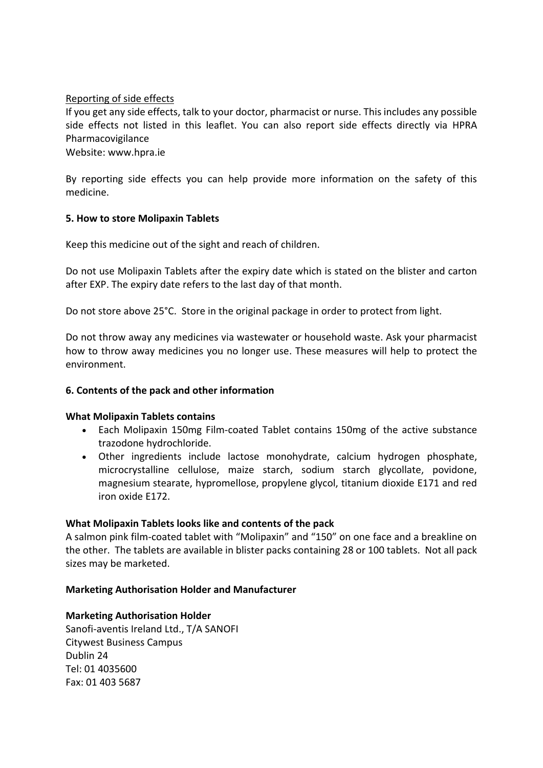Reporting of side effects

If you get any side effects, talk to your doctor, pharmacist or nurse. This includes any possible side effects not listed in this leaflet. You can also report side effects directly via HPRA Pharmacovigilance

Website: www.hpra.ie

By reporting side effects you can help provide more information on the safety of this medicine.

**5. How to store Molipaxin Tablets**

Keep this medicine out of the sight and reach of children.

Do not use Molipaxin Tablets after the expiry date which is stated on the blister and carton after EXP. The expiry date refers to the last day of that month.

Do not store above 25°C. Store in the original package in order to protect from light.

Do not throw away any medicines via wastewater or household waste. Ask your pharmacist how to throw away medicines you no longer use. These measures will help to protect the environment.

**6. Contents of the pack and other information**

**What Molipaxin Tablets contains**

- Each Molipaxin 150mg Film-coated Tablet contains 150mg of the active substance trazodone hydrochloride.
- Other ingredients include lactose monohydrate, calcium hydrogen phosphate, microcrystalline cellulose, maize starch, sodium starch glycollate, povidone, magnesium stearate, hypromellose, propylene glycol, titanium dioxide E171 and red iron oxide E172.

**What Molipaxin Tablets looks like and contents of the pack**

A salmon pink film-coated tablet with "Molipaxin" and "150" on one face and a breakline on the other. The tablets are available in blister packs containing 28 or 100 tablets. Not all pack sizes may be marketed.

**Marketing Authorisation Holder and Manufacturer**

**Marketing Authorisation Holder**

Sanofi-aventis Ireland Ltd., T/A SANOFI
Citywest Business Campus
Dublin 24
Tel: 01 4035600
Fax: 01 403 5687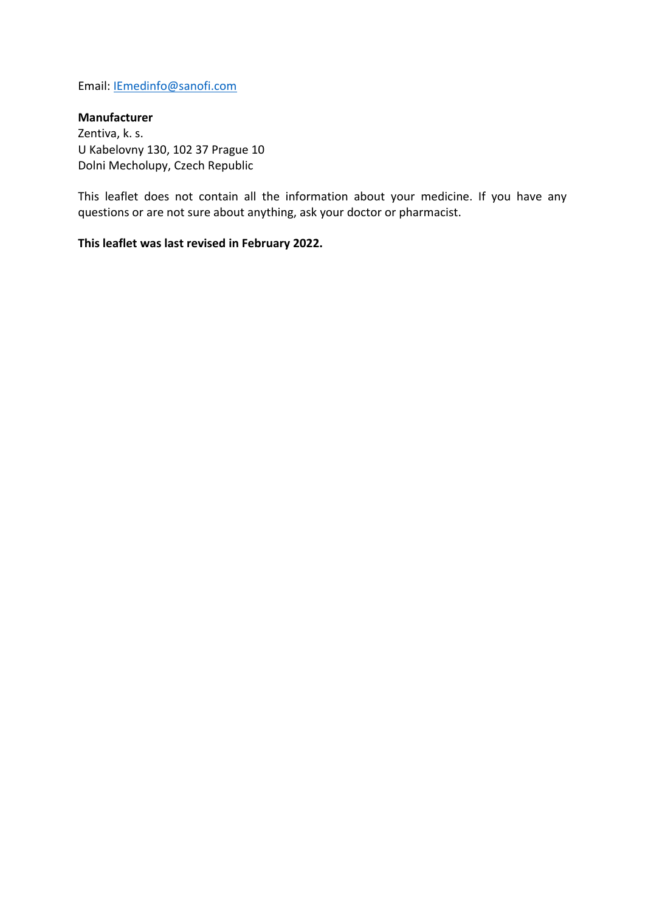Email: IEmedinfo@sanofi.com

**Manufacturer**
Zentiva, k. s.
U Kabelovny 130, 102 37 Prague 10
Dolni Mecholupy, Czech Republic

This leaflet does not contain all the information about your medicine. If you have any questions or are not sure about anything, ask your doctor or pharmacist.

**This leaflet was last revised in February 2022.**